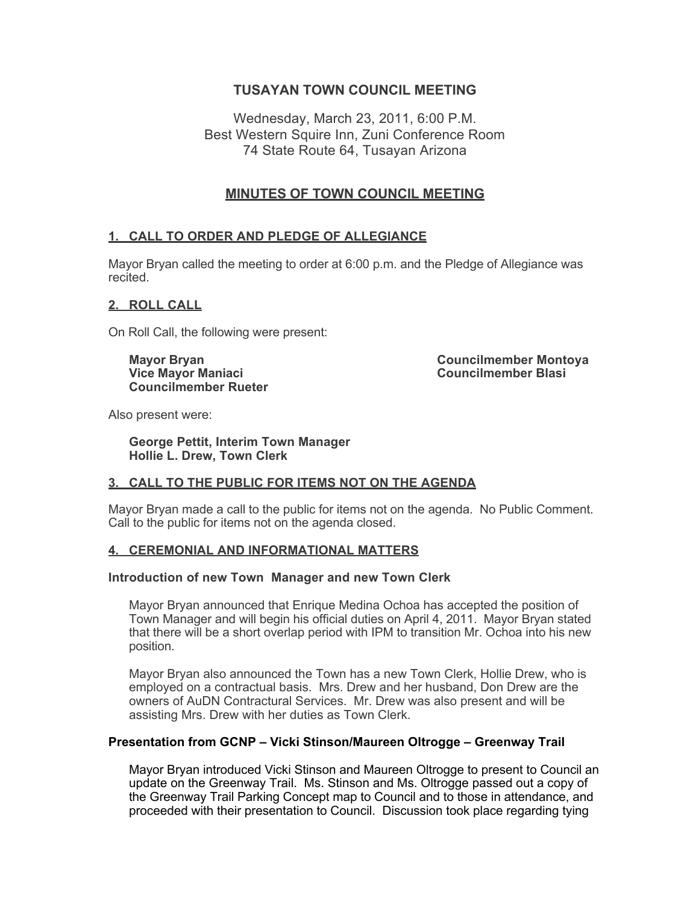# TUSAYAN TOWN COUNCIL MEETING

Wednesday, March 23, 2011, 6:00 P.M.
Best Western Squire Inn, Zuni Conference Room
74 State Route 64, Tusayan Arizona

## MINUTES OF TOWN COUNCIL MEETING

### 1. CALL TO ORDER AND PLEDGE OF ALLEGIANCE

Mayor Bryan called the meeting to order at 6:00 p.m. and the Pledge of Allegiance was recited.

### 2. ROLL CALL

On Roll Call, the following were present:

**Mayor Bryan**
**Vice Mayor Maniaci**
**Councilmember Rueter**
**Councilmember Montoya**
**Councilmember Blasi**

Also present were:

**George Pettit, Interim Town Manager**
**Hollie L. Drew, Town Clerk**

### 3. CALL TO THE PUBLIC FOR ITEMS NOT ON THE AGENDA

Mayor Bryan made a call to the public for items not on the agenda. No Public Comment. Call to the public for items not on the agenda closed.

### 4. CEREMONIAL AND INFORMATIONAL MATTERS

**Introduction of new Town Manager and new Town Clerk**

Mayor Bryan announced that Enrique Medina Ochoa has accepted the position of Town Manager and will begin his official duties on April 4, 2011. Mayor Bryan stated that there will be a short overlap period with IPM to transition Mr. Ochoa into his new position.

Mayor Bryan also announced the Town has a new Town Clerk, Hollie Drew, who is employed on a contractual basis. Mrs. Drew and her husband, Don Drew are the owners of AuDN Contractural Services. Mr. Drew was also present and will be assisting Mrs. Drew with her duties as Town Clerk.

**Presentation from GCNP – Vicki Stinson/Maureen Oltrogge – Greenway Trail**

Mayor Bryan introduced Vicki Stinson and Maureen Oltrogge to present to Council an update on the Greenway Trail. Ms. Stinson and Ms. Oltrogge passed out a copy of the Greenway Trail Parking Concept map to Council and to those in attendance, and proceeded with their presentation to Council. Discussion took place regarding tying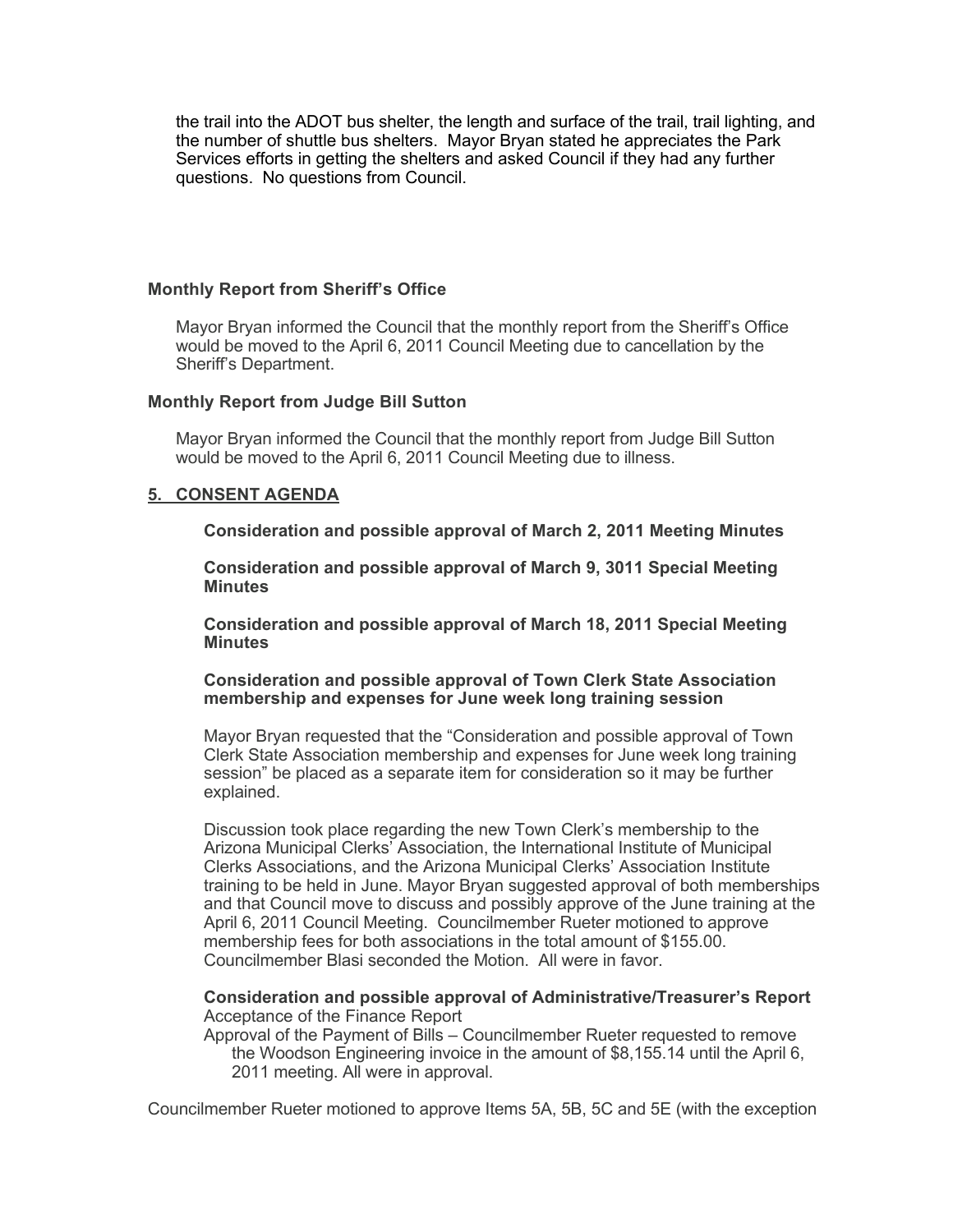the trail into the ADOT bus shelter, the length and surface of the trail, trail lighting, and the number of shuttle bus shelters. Mayor Bryan stated he appreciates the Park Services efforts in getting the shelters and asked Council if they had any further questions. No questions from Council.

**Monthly Report from Sheriff's Office**

Mayor Bryan informed the Council that the monthly report from the Sheriff's Office would be moved to the April 6, 2011 Council Meeting due to cancellation by the Sheriff's Department.

**Monthly Report from Judge Bill Sutton**

Mayor Bryan informed the Council that the monthly report from Judge Bill Sutton would be moved to the April 6, 2011 Council Meeting due to illness.

## 5. CONSENT AGENDA

**Consideration and possible approval of March 2, 2011 Meeting Minutes**

**Consideration and possible approval of March 9, 3011 Special Meeting Minutes**

**Consideration and possible approval of March 18, 2011 Special Meeting Minutes**

**Consideration and possible approval of Town Clerk State Association membership and expenses for June week long training session**

Mayor Bryan requested that the "Consideration and possible approval of Town Clerk State Association membership and expenses for June week long training session" be placed as a separate item for consideration so it may be further explained.

Discussion took place regarding the new Town Clerk's membership to the Arizona Municipal Clerks' Association, the International Institute of Municipal Clerks Associations, and the Arizona Municipal Clerks' Association Institute training to be held in June. Mayor Bryan suggested approval of both memberships and that Council move to discuss and possibly approve of the June training at the April 6, 2011 Council Meeting. Councilmember Rueter motioned to approve membership fees for both associations in the total amount of $155.00. Councilmember Blasi seconded the Motion. All were in favor.

**Consideration and possible approval of Administrative/Treasurer's Report**
Acceptance of the Finance Report
Approval of the Payment of Bills – Councilmember Rueter requested to remove the Woodson Engineering invoice in the amount of $8,155.14 until the April 6, 2011 meeting. All were in approval.

Councilmember Rueter motioned to approve Items 5A, 5B, 5C and 5E (with the exception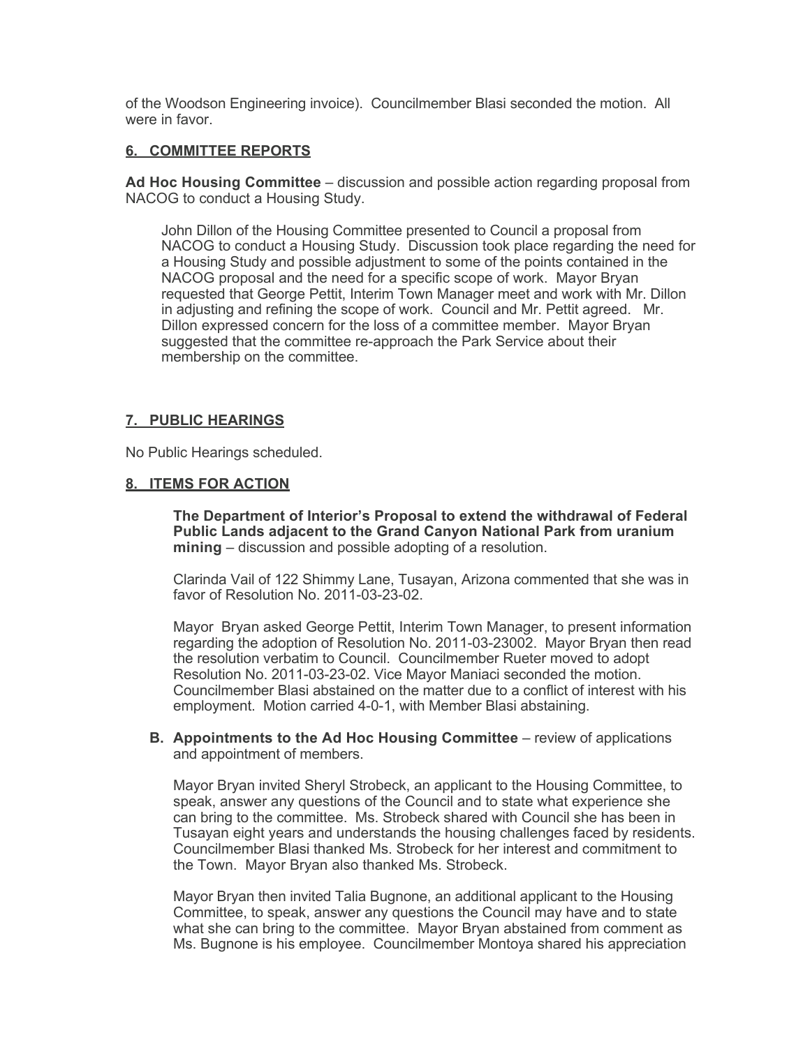of the Woodson Engineering invoice). Councilmember Blasi seconded the motion. All were in favor.

## 6. COMMITTEE REPORTS

**Ad Hoc Housing Committee** – discussion and possible action regarding proposal from NACOG to conduct a Housing Study.

John Dillon of the Housing Committee presented to Council a proposal from NACOG to conduct a Housing Study. Discussion took place regarding the need for a Housing Study and possible adjustment to some of the points contained in the NACOG proposal and the need for a specific scope of work. Mayor Bryan requested that George Pettit, Interim Town Manager meet and work with Mr. Dillon in adjusting and refining the scope of work. Council and Mr. Pettit agreed. Mr. Dillon expressed concern for the loss of a committee member. Mayor Bryan suggested that the committee re-approach the Park Service about their membership on the committee.

## 7. PUBLIC HEARINGS

No Public Hearings scheduled.

## 8. ITEMS FOR ACTION

**The Department of Interior's Proposal to extend the withdrawal of Federal Public Lands adjacent to the Grand Canyon National Park from uranium mining** – discussion and possible adopting of a resolution.

Clarinda Vail of 122 Shimmy Lane, Tusayan, Arizona commented that she was in favor of Resolution No. 2011-03-23-02.

Mayor Bryan asked George Pettit, Interim Town Manager, to present information regarding the adoption of Resolution No. 2011-03-23002. Mayor Bryan then read the resolution verbatim to Council. Councilmember Rueter moved to adopt Resolution No. 2011-03-23-02. Vice Mayor Maniaci seconded the motion. Councilmember Blasi abstained on the matter due to a conflict of interest with his employment. Motion carried 4-0-1, with Member Blasi abstaining.

**B. Appointments to the Ad Hoc Housing Committee** – review of applications and appointment of members.

Mayor Bryan invited Sheryl Strobeck, an applicant to the Housing Committee, to speak, answer any questions of the Council and to state what experience she can bring to the committee. Ms. Strobeck shared with Council she has been in Tusayan eight years and understands the housing challenges faced by residents. Councilmember Blasi thanked Ms. Strobeck for her interest and commitment to the Town. Mayor Bryan also thanked Ms. Strobeck.

Mayor Bryan then invited Talia Bugnone, an additional applicant to the Housing Committee, to speak, answer any questions the Council may have and to state what she can bring to the committee. Mayor Bryan abstained from comment as Ms. Bugnone is his employee. Councilmember Montoya shared his appreciation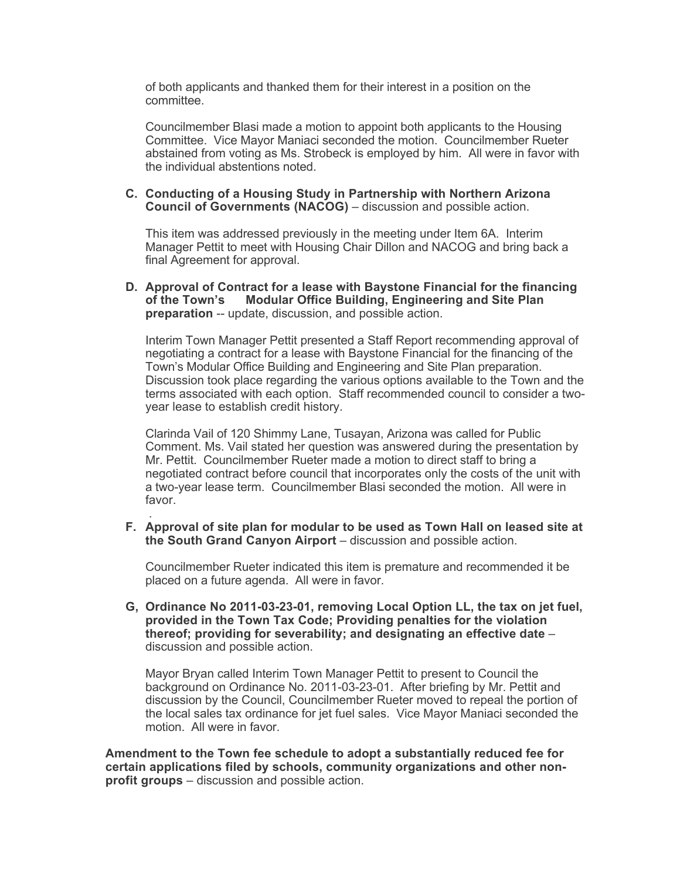of both applicants and thanked them for their interest in a position on the committee.

Councilmember Blasi made a motion to appoint both applicants to the Housing Committee. Vice Mayor Maniaci seconded the motion. Councilmember Rueter abstained from voting as Ms. Strobeck is employed by him. All were in favor with the individual abstentions noted.

**C. Conducting of a Housing Study in Partnership with Northern Arizona Council of Governments (NACOG)** – discussion and possible action.

This item was addressed previously in the meeting under Item 6A. Interim Manager Pettit to meet with Housing Chair Dillon and NACOG and bring back a final Agreement for approval.

**D. Approval of Contract for a lease with Baystone Financial for the financing of the Town's Modular Office Building, Engineering and Site Plan preparation** -- update, discussion, and possible action.

Interim Town Manager Pettit presented a Staff Report recommending approval of negotiating a contract for a lease with Baystone Financial for the financing of the Town's Modular Office Building and Engineering and Site Plan preparation. Discussion took place regarding the various options available to the Town and the terms associated with each option. Staff recommended council to consider a two-year lease to establish credit history.

Clarinda Vail of 120 Shimmy Lane, Tusayan, Arizona was called for Public Comment. Ms. Vail stated her question was answered during the presentation by Mr. Pettit. Councilmember Rueter made a motion to direct staff to bring a negotiated contract before council that incorporates only the costs of the unit with a two-year lease term. Councilmember Blasi seconded the motion. All were in favor.

.

**F. Approval of site plan for modular to be used as Town Hall on leased site at the South Grand Canyon Airport** – discussion and possible action.

Councilmember Rueter indicated this item is premature and recommended it be placed on a future agenda. All were in favor.

**G, Ordinance No 2011-03-23-01, removing Local Option LL, the tax on jet fuel, provided in the Town Tax Code; Providing penalties for the violation thereof; providing for severability; and designating an effective date** – discussion and possible action.

Mayor Bryan called Interim Town Manager Pettit to present to Council the background on Ordinance No. 2011-03-23-01. After briefing by Mr. Pettit and discussion by the Council, Councilmember Rueter moved to repeal the portion of the local sales tax ordinance for jet fuel sales. Vice Mayor Maniaci seconded the motion. All were in favor.

**Amendment to the Town fee schedule to adopt a substantially reduced fee for certain applications filed by schools, community organizations and other non-profit groups** – discussion and possible action.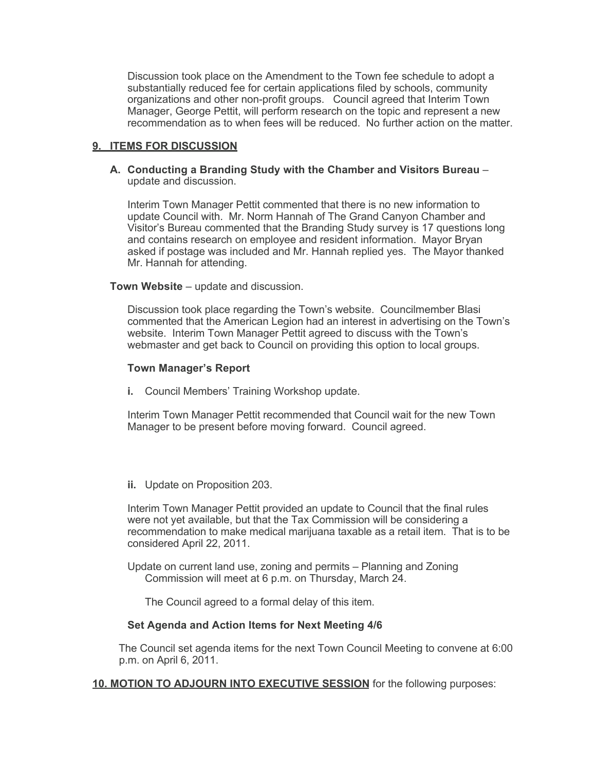Discussion took place on the Amendment to the Town fee schedule to adopt a substantially reduced fee for certain applications filed by schools, community organizations and other non-profit groups. Council agreed that Interim Town Manager, George Pettit, will perform research on the topic and represent a new recommendation as to when fees will be reduced. No further action on the matter.

## 9. ITEMS FOR DISCUSSION

**A. Conducting a Branding Study with the Chamber and Visitors Bureau** – update and discussion.

Interim Town Manager Pettit commented that there is no new information to update Council with. Mr. Norm Hannah of The Grand Canyon Chamber and Visitor's Bureau commented that the Branding Study survey is 17 questions long and contains research on employee and resident information. Mayor Bryan asked if postage was included and Mr. Hannah replied yes. The Mayor thanked Mr. Hannah for attending.

**Town Website** – update and discussion.

Discussion took place regarding the Town's website. Councilmember Blasi commented that the American Legion had an interest in advertising on the Town's website. Interim Town Manager Pettit agreed to discuss with the Town's webmaster and get back to Council on providing this option to local groups.

**Town Manager's Report**

**i.** Council Members' Training Workshop update.

Interim Town Manager Pettit recommended that Council wait for the new Town Manager to be present before moving forward. Council agreed.

**ii.** Update on Proposition 203.

Interim Town Manager Pettit provided an update to Council that the final rules were not yet available, but that the Tax Commission will be considering a recommendation to make medical marijuana taxable as a retail item. That is to be considered April 22, 2011.

Update on current land use, zoning and permits – Planning and Zoning Commission will meet at 6 p.m. on Thursday, March 24.

The Council agreed to a formal delay of this item.

**Set Agenda and Action Items for Next Meeting 4/6**

The Council set agenda items for the next Town Council Meeting to convene at 6:00 p.m. on April 6, 2011.

**10. MOTION TO ADJOURN INTO EXECUTIVE SESSION** for the following purposes: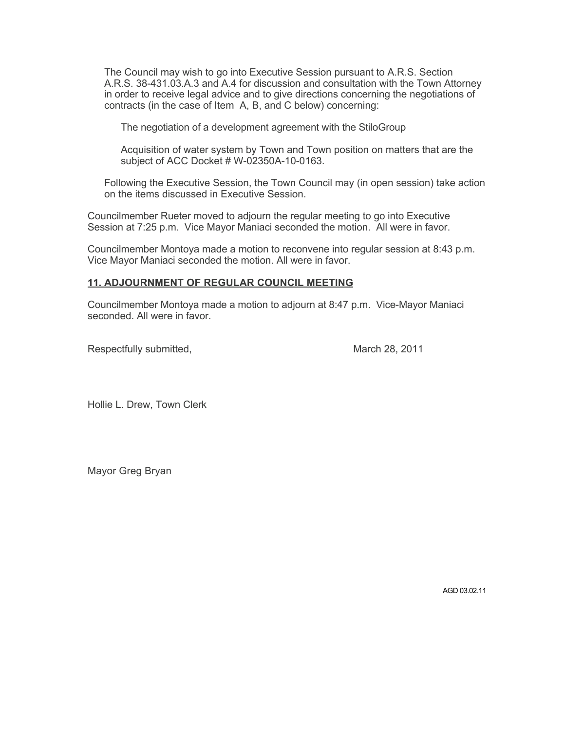The Council may wish to go into Executive Session pursuant to A.R.S. Section A.R.S. 38-431.03.A.3 and A.4 for discussion and consultation with the Town Attorney in order to receive legal advice and to give directions concerning the negotiations of contracts (in the case of Item A, B, and C below) concerning:

The negotiation of a development agreement with the StiloGroup

Acquisition of water system by Town and Town position on matters that are the subject of ACC Docket # W-02350A-10-0163.

Following the Executive Session, the Town Council may (in open session) take action on the items discussed in Executive Session.

Councilmember Rueter moved to adjourn the regular meeting to go into Executive Session at 7:25 p.m. Vice Mayor Maniaci seconded the motion. All were in favor.

Councilmember Montoya made a motion to reconvene into regular session at 8:43 p.m. Vice Mayor Maniaci seconded the motion. All were in favor.

## 11. ADJOURNMENT OF REGULAR COUNCIL MEETING

Councilmember Montoya made a motion to adjourn at 8:47 p.m. Vice-Mayor Maniaci seconded. All were in favor.

Respectfully submitted, March 28, 2011

Hollie L. Drew, Town Clerk

Mayor Greg Bryan

AGD 03.02.11